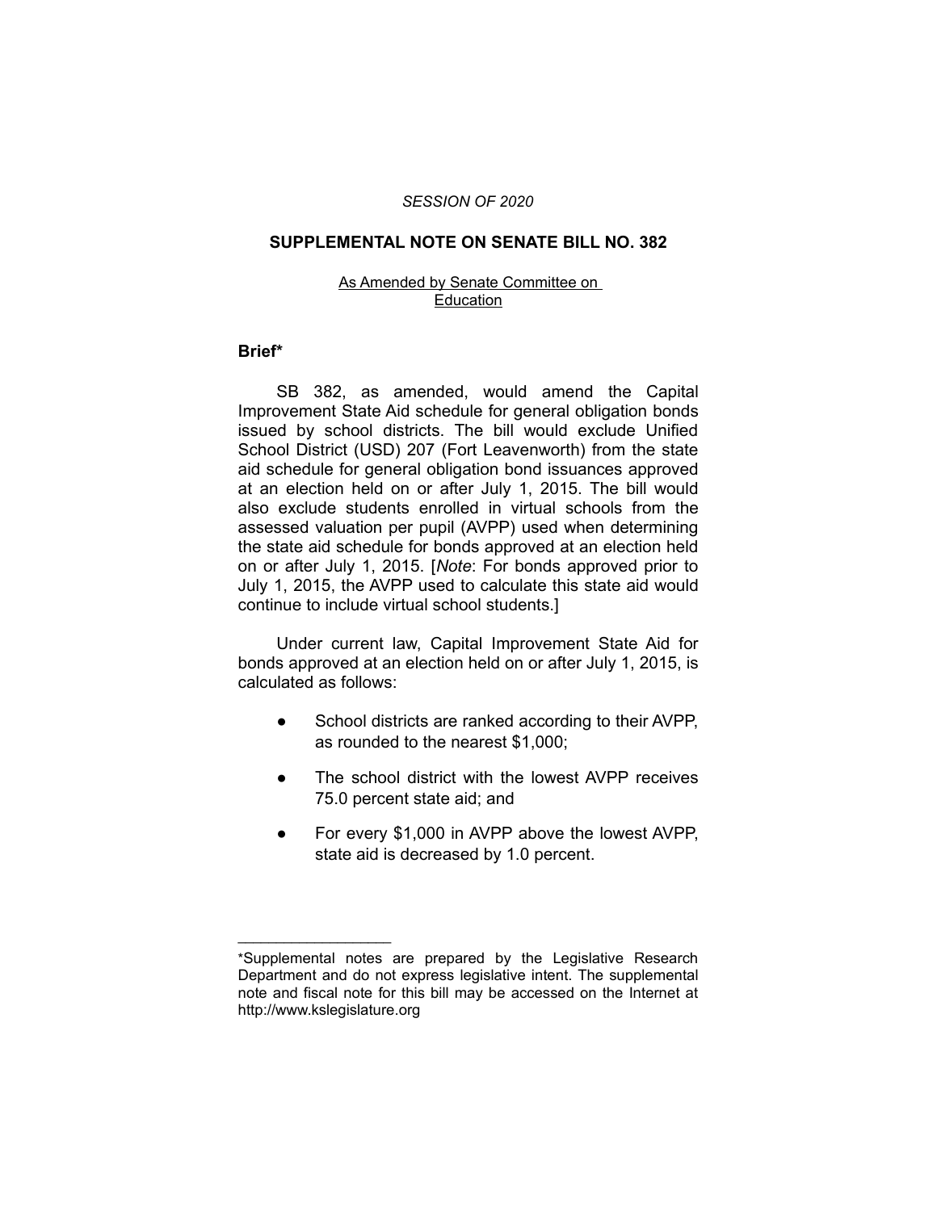*SESSION OF 2020*

## SUPPLEMENTAL NOTE ON SENATE BILL NO. 382

As Amended by Senate Committee on Education

### Brief*

SB 382, as amended, would amend the Capital Improvement State Aid schedule for general obligation bonds issued by school districts. The bill would exclude Unified School District (USD) 207 (Fort Leavenworth) from the state aid schedule for general obligation bond issuances approved at an election held on or after July 1, 2015. The bill would also exclude students enrolled in virtual schools from the assessed valuation per pupil (AVPP) used when determining the state aid schedule for bonds approved at an election held on or after July 1, 2015. [*Note*: For bonds approved prior to July 1, 2015, the AVPP used to calculate this state aid would continue to include virtual school students.]

Under current law, Capital Improvement State Aid for bonds approved at an election held on or after July 1, 2015, is calculated as follows:

- School districts are ranked according to their AVPP, as rounded to the nearest $1,000;
- The school district with the lowest AVPP receives 75.0 percent state aid; and
- For every $1,000 in AVPP above the lowest AVPP, state aid is decreased by 1.0 percent.

---

*Supplemental notes are prepared by the Legislative Research Department and do not express legislative intent. The supplemental note and fiscal note for this bill may be accessed on the Internet at http://www.kslegislature.org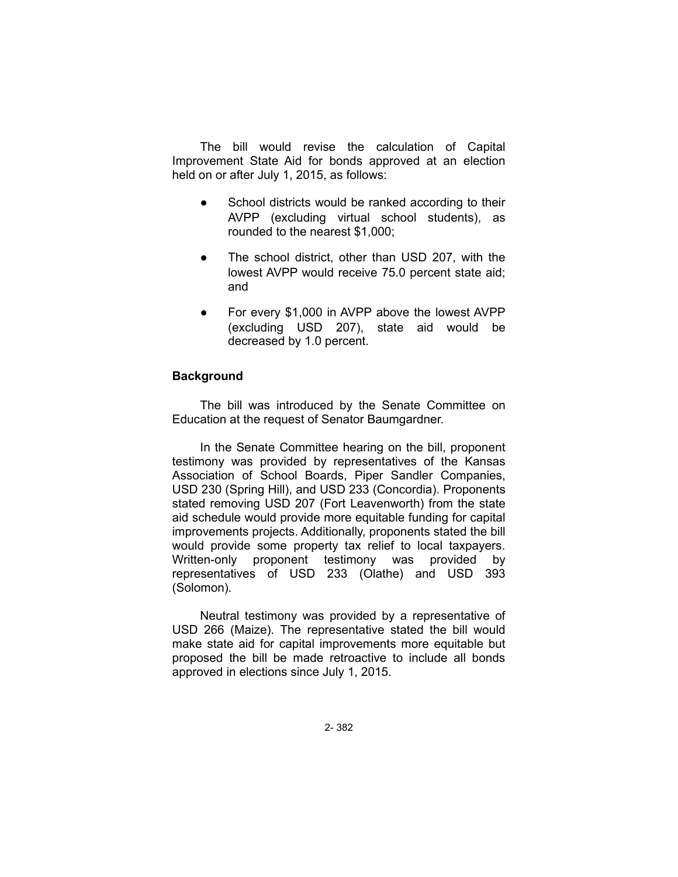The bill would revise the calculation of Capital Improvement State Aid for bonds approved at an election held on or after July 1, 2015, as follows:

- School districts would be ranked according to their AVPP (excluding virtual school students), as rounded to the nearest $1,000;
- The school district, other than USD 207, with the lowest AVPP would receive 75.0 percent state aid; and
- For every $1,000 in AVPP above the lowest AVPP (excluding USD 207), state aid would be decreased by 1.0 percent.

## Background

The bill was introduced by the Senate Committee on Education at the request of Senator Baumgardner.

In the Senate Committee hearing on the bill, proponent testimony was provided by representatives of the Kansas Association of School Boards, Piper Sandler Companies, USD 230 (Spring Hill), and USD 233 (Concordia). Proponents stated removing USD 207 (Fort Leavenworth) from the state aid schedule would provide more equitable funding for capital improvements projects. Additionally, proponents stated the bill would provide some property tax relief to local taxpayers. Written-only proponent testimony was provided by representatives of USD 233 (Olathe) and USD 393 (Solomon).

Neutral testimony was provided by a representative of USD 266 (Maize). The representative stated the bill would make state aid for capital improvements more equitable but proposed the bill be made retroactive to include all bonds approved in elections since July 1, 2015.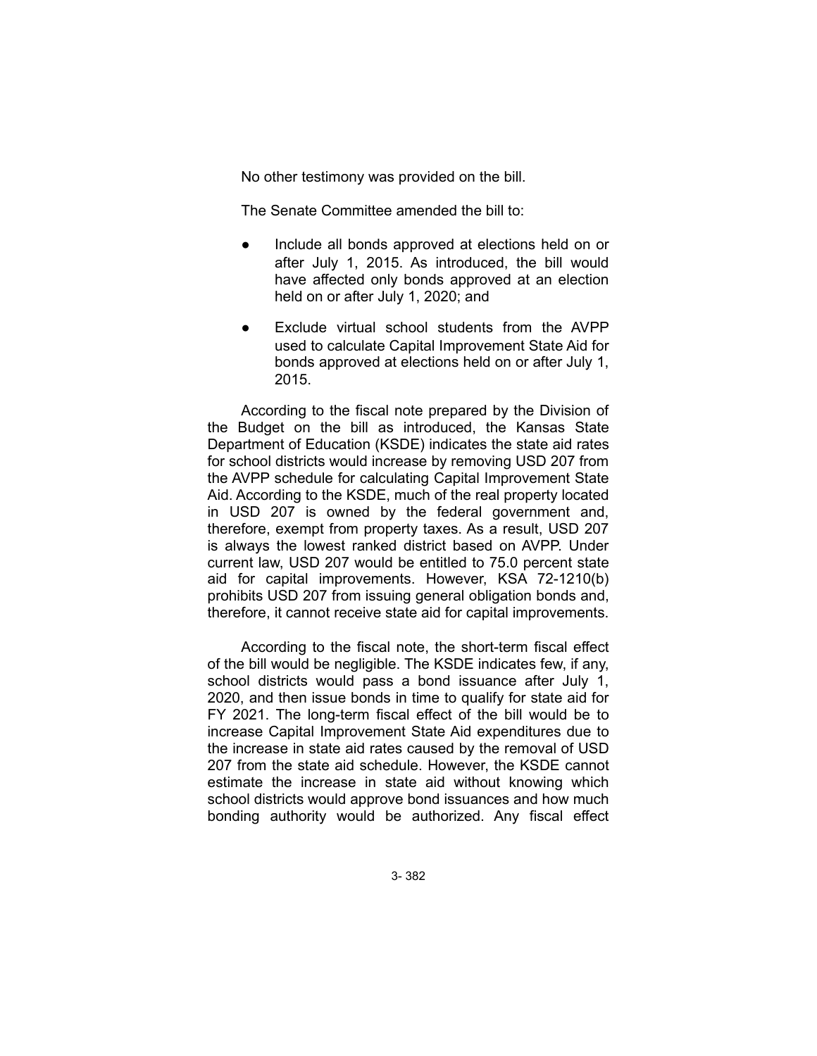No other testimony was provided on the bill.

The Senate Committee amended the bill to:

- Include all bonds approved at elections held on or after July 1, 2015. As introduced, the bill would have affected only bonds approved at an election held on or after July 1, 2020; and
- Exclude virtual school students from the AVPP used to calculate Capital Improvement State Aid for bonds approved at elections held on or after July 1, 2015.

According to the fiscal note prepared by the Division of the Budget on the bill as introduced, the Kansas State Department of Education (KSDE) indicates the state aid rates for school districts would increase by removing USD 207 from the AVPP schedule for calculating Capital Improvement State Aid. According to the KSDE, much of the real property located in USD 207 is owned by the federal government and, therefore, exempt from property taxes. As a result, USD 207 is always the lowest ranked district based on AVPP. Under current law, USD 207 would be entitled to 75.0 percent state aid for capital improvements. However, KSA 72-1210(b) prohibits USD 207 from issuing general obligation bonds and, therefore, it cannot receive state aid for capital improvements.

According to the fiscal note, the short-term fiscal effect of the bill would be negligible. The KSDE indicates few, if any, school districts would pass a bond issuance after July 1, 2020, and then issue bonds in time to qualify for state aid for FY 2021. The long-term fiscal effect of the bill would be to increase Capital Improvement State Aid expenditures due to the increase in state aid rates caused by the removal of USD 207 from the state aid schedule. However, the KSDE cannot estimate the increase in state aid without knowing which school districts would approve bond issuances and how much bonding authority would be authorized. Any fiscal effect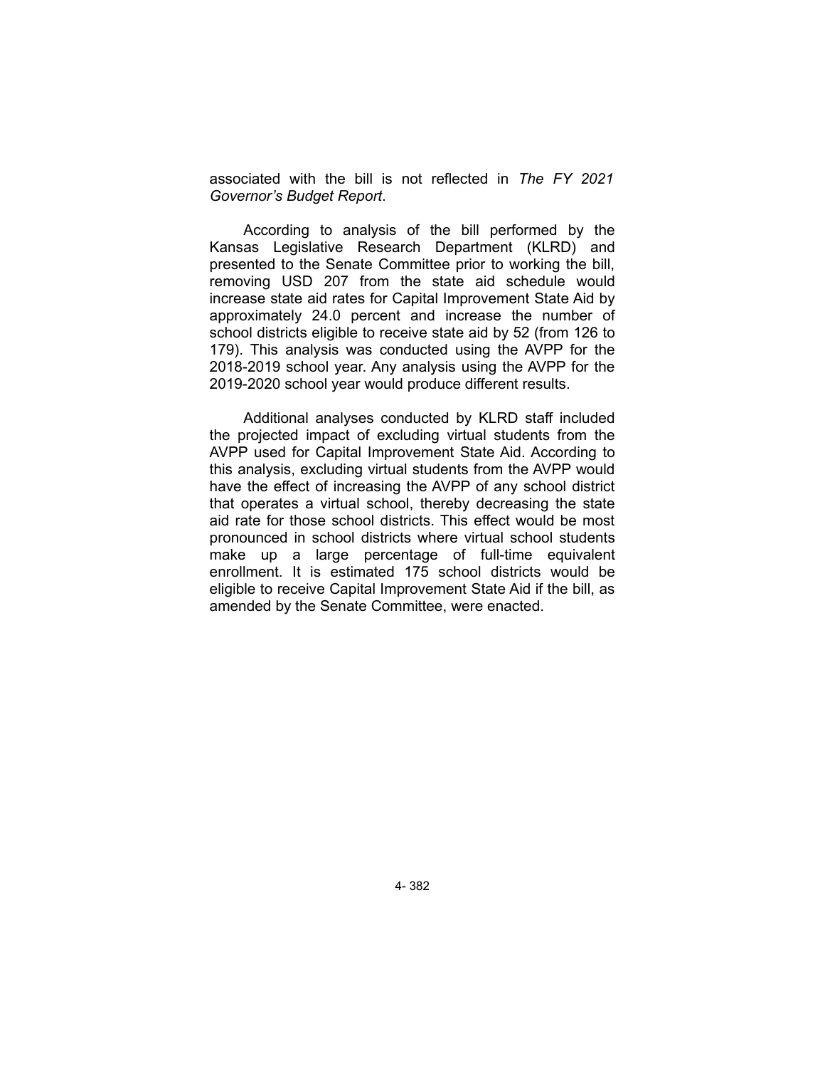associated with the bill is not reflected in *The FY 2021 Governor's Budget Report*.

According to analysis of the bill performed by the Kansas Legislative Research Department (KLRD) and presented to the Senate Committee prior to working the bill, removing USD 207 from the state aid schedule would increase state aid rates for Capital Improvement State Aid by approximately 24.0 percent and increase the number of school districts eligible to receive state aid by 52 (from 126 to 179). This analysis was conducted using the AVPP for the 2018-2019 school year. Any analysis using the AVPP for the 2019-2020 school year would produce different results.

Additional analyses conducted by KLRD staff included the projected impact of excluding virtual students from the AVPP used for Capital Improvement State Aid. According to this analysis, excluding virtual students from the AVPP would have the effect of increasing the AVPP of any school district that operates a virtual school, thereby decreasing the state aid rate for those school districts. This effect would be most pronounced in school districts where virtual school students make up a large percentage of full-time equivalent enrollment. It is estimated 175 school districts would be eligible to receive Capital Improvement State Aid if the bill, as amended by the Senate Committee, were enacted.